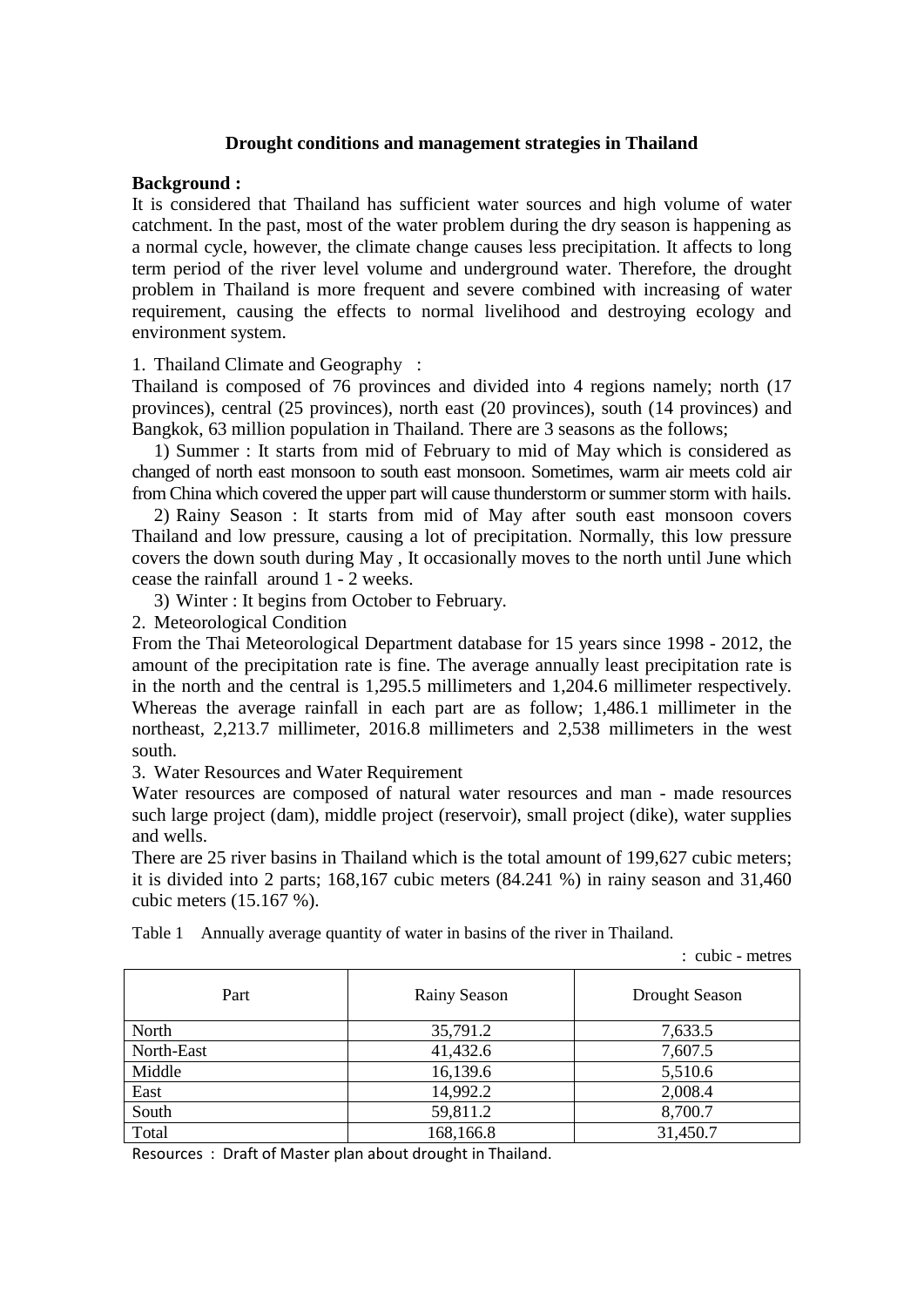# Drought conditions and management strategies in Thailand

**Background :**

It is considered that Thailand has sufficient water sources and high volume of water catchment. In the past, most of the water problem during the dry season is happening as a normal cycle, however, the climate change causes less precipitation. It affects to long term period of the river level volume and underground water. Therefore, the drought problem in Thailand is more frequent and severe combined with increasing of water requirement, causing the effects to normal livelihood and destroying ecology and environment system.

1. Thailand Climate and Geography :

Thailand is composed of 76 provinces and divided into 4 regions namely; north (17 provinces), central (25 provinces), north east (20 provinces), south (14 provinces) and Bangkok, 63 million population in Thailand. There are 3 seasons as the follows;

1) Summer : It starts from mid of February to mid of May which is considered as changed of north east monsoon to south east monsoon. Sometimes, warm air meets cold air from China which covered the upper part will cause thunderstorm or summer storm with hails.

2) Rainy Season : It starts from mid of May after south east monsoon covers Thailand and low pressure, causing a lot of precipitation. Normally, this low pressure covers the down south during May , It occasionally moves to the north until June which cease the rainfall around 1 - 2 weeks.

3) Winter : It begins from October to February.

2. Meteorological Condition

From the Thai Meteorological Department database for 15 years since 1998 - 2012, the amount of the precipitation rate is fine. The average annually least precipitation rate is in the north and the central is 1,295.5 millimeters and 1,204.6 millimeter respectively. Whereas the average rainfall in each part are as follow; 1,486.1 millimeter in the northeast, 2,213.7 millimeter, 2016.8 millimeters and 2,538 millimeters in the west south.

3. Water Resources and Water Requirement

Water resources are composed of natural water resources and man - made resources such large project (dam), middle project (reservoir), small project (dike), water supplies and wells.

There are 25 river basins in Thailand which is the total amount of 199,627 cubic meters; it is divided into 2 parts; 168,167 cubic meters (84.241 %) in rainy season and 31,460 cubic meters (15.167 %).

Table 1 Annually average quantity of water in basins of the river in Thailand.

: cubic - metres

| Part | Rainy Season | Drought Season |
|---|---|---|
| North | 35,791.2 | 7,633.5 |
| North-East | 41,432.6 | 7,607.5 |
| Middle | 16,139.6 | 5,510.6 |
| East | 14,992.2 | 2,008.4 |
| South | 59,811.2 | 8,700.7 |
| Total | 168,166.8 | 31,450.7 |

Resources : Draft of Master plan about drought in Thailand.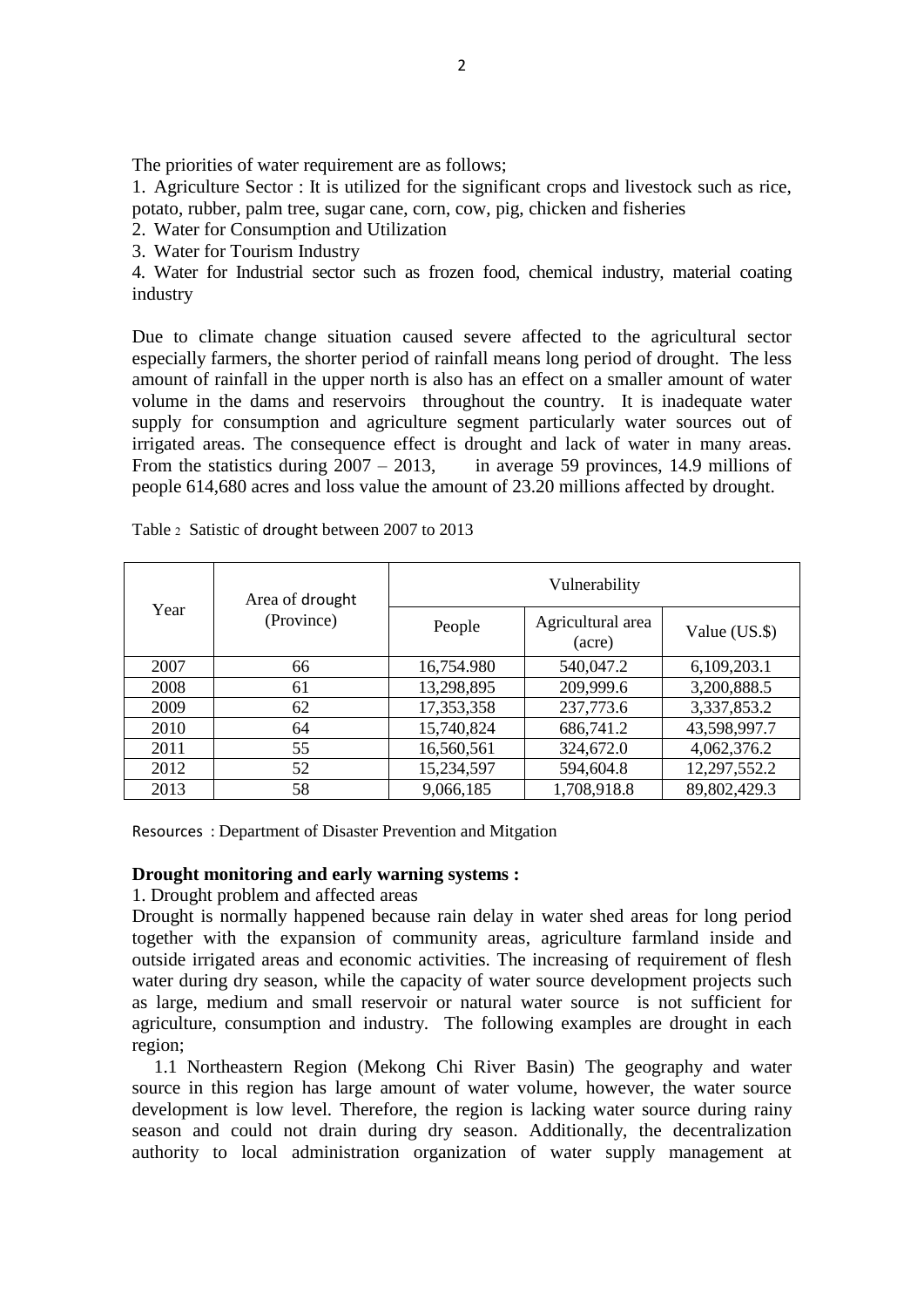The priorities of water requirement are as follows;

1. Agriculture Sector : It is utilized for the significant crops and livestock such as rice, potato, rubber, palm tree, sugar cane, corn, cow, pig, chicken and fisheries
2. Water for Consumption and Utilization
3. Water for Tourism Industry
4. Water for Industrial sector such as frozen food, chemical industry, material coating industry

Due to climate change situation caused severe affected to the agricultural sector especially farmers, the shorter period of rainfall means long period of drought. The less amount of rainfall in the upper north is also has an effect on a smaller amount of water volume in the dams and reservoirs throughout the country. It is inadequate water supply for consumption and agriculture segment particularly water sources out of irrigated areas. The consequence effect is drought and lack of water in many areas. From the statistics during 2007 – 2013, in average 59 provinces, 14.9 millions of people 614,680 acres and loss value the amount of 23.20 millions affected by drought.

Table 2 Satistic of drought between 2007 to 2013

| Year | Area of drought (Province) | Vulnerability | | |
|---|---|---|---|---|
| | | People | Agricultural area (acre) | Value (US.$) |
| 2007 | 66 | 16,754.980 | 540,047.2 | 6,109,203.1 |
| 2008 | 61 | 13,298,895 | 209,999.6 | 3,200,888.5 |
| 2009 | 62 | 17,353,358 | 237,773.6 | 3,337,853.2 |
| 2010 | 64 | 15,740,824 | 686,741.2 | 43,598,997.7 |
| 2011 | 55 | 16,560,561 | 324,672.0 | 4,062,376.2 |
| 2012 | 52 | 15,234,597 | 594,604.8 | 12,297,552.2 |
| 2013 | 58 | 9,066,185 | 1,708,918.8 | 89,802,429.3 |

Resources : Department of Disaster Prevention and Mitgation

**Drought monitoring and early warning systems :**

1. Drought problem and affected areas

Drought is normally happened because rain delay in water shed areas for long period together with the expansion of community areas, agriculture farmland inside and outside irrigated areas and economic activities. The increasing of requirement of flesh water during dry season, while the capacity of water source development projects such as large, medium and small reservoir or natural water source is not sufficient for agriculture, consumption and industry. The following examples are drought in each region;

1.1 Northeastern Region (Mekong Chi River Basin) The geography and water source in this region has large amount of water volume, however, the water source development is low level. Therefore, the region is lacking water source during rainy season and could not drain during dry season. Additionally, the decentralization authority to local administration organization of water supply management at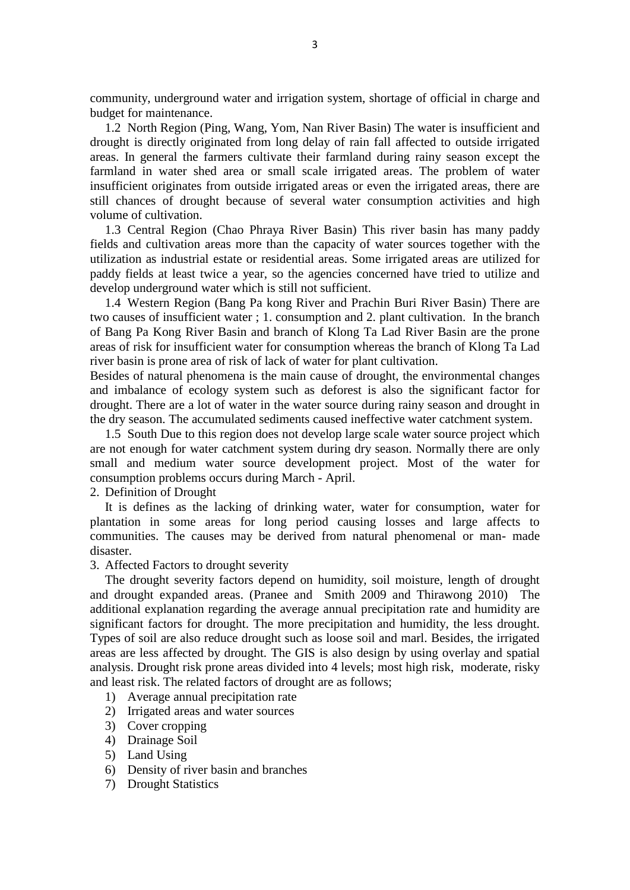community, underground water and irrigation system, shortage of official in charge and budget for maintenance.

1.2 North Region (Ping, Wang, Yom, Nan River Basin) The water is insufficient and drought is directly originated from long delay of rain fall affected to outside irrigated areas. In general the farmers cultivate their farmland during rainy season except the farmland in water shed area or small scale irrigated areas. The problem of water insufficient originates from outside irrigated areas or even the irrigated areas, there are still chances of drought because of several water consumption activities and high volume of cultivation.

1.3 Central Region (Chao Phraya River Basin) This river basin has many paddy fields and cultivation areas more than the capacity of water sources together with the utilization as industrial estate or residential areas. Some irrigated areas are utilized for paddy fields at least twice a year, so the agencies concerned have tried to utilize and develop underground water which is still not sufficient.

1.4 Western Region (Bang Pa kong River and Prachin Buri River Basin) There are two causes of insufficient water ; 1. consumption and 2. plant cultivation. In the branch of Bang Pa Kong River Basin and branch of Klong Ta Lad River Basin are the prone areas of risk for insufficient water for consumption whereas the branch of Klong Ta Lad river basin is prone area of risk of lack of water for plant cultivation.

Besides of natural phenomena is the main cause of drought, the environmental changes and imbalance of ecology system such as deforest is also the significant factor for drought. There are a lot of water in the water source during rainy season and drought in the dry season. The accumulated sediments caused ineffective water catchment system.

1.5 South Due to this region does not develop large scale water source project which are not enough for water catchment system during dry season. Normally there are only small and medium water source development project. Most of the water for consumption problems occurs during March - April.

2. Definition of Drought

It is defines as the lacking of drinking water, water for consumption, water for plantation in some areas for long period causing losses and large affects to communities. The causes may be derived from natural phenomenal or man- made disaster.

3. Affected Factors to drought severity

The drought severity factors depend on humidity, soil moisture, length of drought and drought expanded areas. (Pranee and Smith 2009 and Thirawong 2010) The additional explanation regarding the average annual precipitation rate and humidity are significant factors for drought. The more precipitation and humidity, the less drought. Types of soil are also reduce drought such as loose soil and marl. Besides, the irrigated areas are less affected by drought. The GIS is also design by using overlay and spatial analysis. Drought risk prone areas divided into 4 levels; most high risk, moderate, risky and least risk. The related factors of drought are as follows;

1) Average annual precipitation rate
2) Irrigated areas and water sources
3) Cover cropping
4) Drainage Soil
5) Land Using
6) Density of river basin and branches
7) Drought Statistics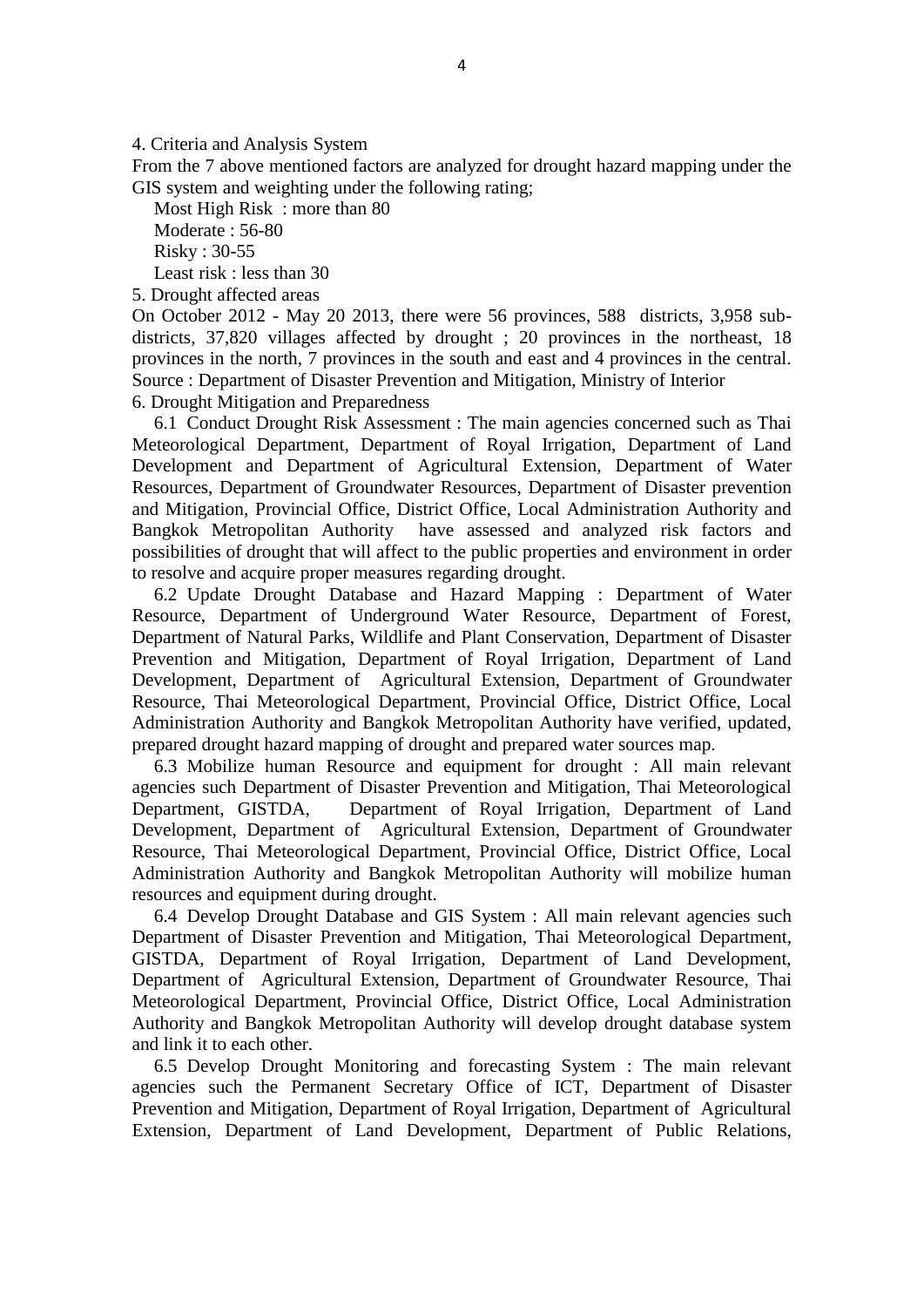4. Criteria and Analysis System

From the 7 above mentioned factors are analyzed for drought hazard mapping under the GIS system and weighting under the following rating;

Most High Risk : more than 80

Moderate : 56-80

Risky : 30-55

Least risk : less than 30

5. Drought affected areas

On October 2012 - May 20 2013, there were 56 provinces, 588 districts, 3,958 sub-districts, 37,820 villages affected by drought ; 20 provinces in the northeast, 18 provinces in the north, 7 provinces in the south and east and 4 provinces in the central. Source : Department of Disaster Prevention and Mitigation, Ministry of Interior

6. Drought Mitigation and Preparedness

6.1 Conduct Drought Risk Assessment : The main agencies concerned such as Thai Meteorological Department, Department of Royal Irrigation, Department of Land Development and Department of Agricultural Extension, Department of Water Resources, Department of Groundwater Resources, Department of Disaster prevention and Mitigation, Provincial Office, District Office, Local Administration Authority and Bangkok Metropolitan Authority have assessed and analyzed risk factors and possibilities of drought that will affect to the public properties and environment in order to resolve and acquire proper measures regarding drought.

6.2 Update Drought Database and Hazard Mapping : Department of Water Resource, Department of Underground Water Resource, Department of Forest, Department of Natural Parks, Wildlife and Plant Conservation, Department of Disaster Prevention and Mitigation, Department of Royal Irrigation, Department of Land Development, Department of Agricultural Extension, Department of Groundwater Resource, Thai Meteorological Department, Provincial Office, District Office, Local Administration Authority and Bangkok Metropolitan Authority have verified, updated, prepared drought hazard mapping of drought and prepared water sources map.

6.3 Mobilize human Resource and equipment for drought : All main relevant agencies such Department of Disaster Prevention and Mitigation, Thai Meteorological Department, GISTDA, Department of Royal Irrigation, Department of Land Development, Department of Agricultural Extension, Department of Groundwater Resource, Thai Meteorological Department, Provincial Office, District Office, Local Administration Authority and Bangkok Metropolitan Authority will mobilize human resources and equipment during drought.

6.4 Develop Drought Database and GIS System : All main relevant agencies such Department of Disaster Prevention and Mitigation, Thai Meteorological Department, GISTDA, Department of Royal Irrigation, Department of Land Development, Department of Agricultural Extension, Department of Groundwater Resource, Thai Meteorological Department, Provincial Office, District Office, Local Administration Authority and Bangkok Metropolitan Authority will develop drought database system and link it to each other.

6.5 Develop Drought Monitoring and forecasting System : The main relevant agencies such the Permanent Secretary Office of ICT, Department of Disaster Prevention and Mitigation, Department of Royal Irrigation, Department of Agricultural Extension, Department of Land Development, Department of Public Relations,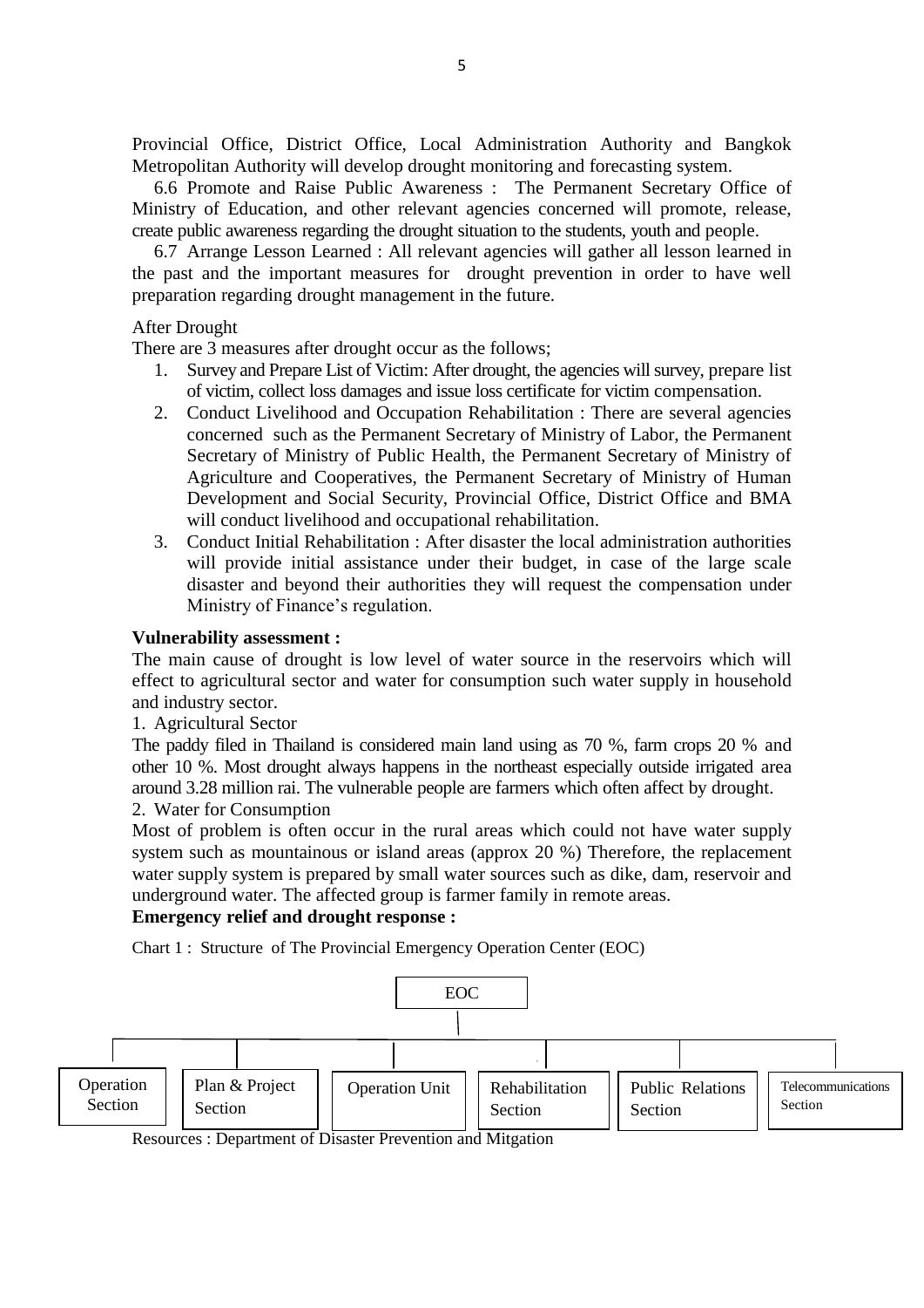Provincial Office, District Office, Local Administration Authority and Bangkok Metropolitan Authority will develop drought monitoring and forecasting system.

6.6 Promote and Raise Public Awareness : The Permanent Secretary Office of Ministry of Education, and other relevant agencies concerned will promote, release, create public awareness regarding the drought situation to the students, youth and people.

6.7 Arrange Lesson Learned : All relevant agencies will gather all lesson learned in the past and the important measures for drought prevention in order to have well preparation regarding drought management in the future.

After Drought

There are 3 measures after drought occur as the follows;

1. Survey and Prepare List of Victim: After drought, the agencies will survey, prepare list of victim, collect loss damages and issue loss certificate for victim compensation.
2. Conduct Livelihood and Occupation Rehabilitation : There are several agencies concerned such as the Permanent Secretary of Ministry of Labor, the Permanent Secretary of Ministry of Public Health, the Permanent Secretary of Ministry of Agriculture and Cooperatives, the Permanent Secretary of Ministry of Human Development and Social Security, Provincial Office, District Office and BMA will conduct livelihood and occupational rehabilitation.
3. Conduct Initial Rehabilitation : After disaster the local administration authorities will provide initial assistance under their budget, in case of the large scale disaster and beyond their authorities they will request the compensation under Ministry of Finance's regulation.

**Vulnerability assessment :**

The main cause of drought is low level of water source in the reservoirs which will effect to agricultural sector and water for consumption such water supply in household and industry sector.

1. Agricultural Sector

The paddy filed in Thailand is considered main land using as 70 %, farm crops 20 % and other 10 %. Most drought always happens in the northeast especially outside irrigated area around 3.28 million rai. The vulnerable people are farmers which often affect by drought.

2. Water for Consumption

Most of problem is often occur in the rural areas which could not have water supply system such as mountainous or island areas (approx 20 %) Therefore, the replacement water supply system is prepared by small water sources such as dike, dam, reservoir and underground water. The affected group is farmer family in remote areas.

**Emergency relief and drought response :**

Chart 1 : Structure of The Provincial Emergency Operation Center (EOC)

EOC

- Operation Section
- Plan & Project Section
- Operation Unit
- Rehabilitation Section
- Public Relations Section
- Telecommunications Section

Resources : Department of Disaster Prevention and Mitgation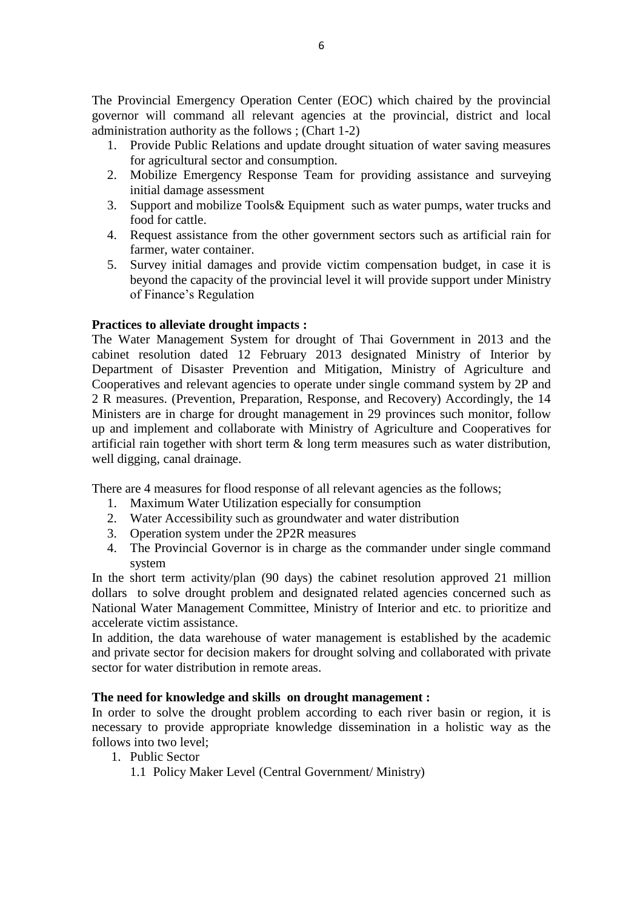The Provincial Emergency Operation Center (EOC) which chaired by the provincial governor will command all relevant agencies at the provincial, district and local administration authority as the follows ; (Chart 1-2)

1. Provide Public Relations and update drought situation of water saving measures for agricultural sector and consumption.
2. Mobilize Emergency Response Team for providing assistance and surveying initial damage assessment
3. Support and mobilize Tools& Equipment such as water pumps, water trucks and food for cattle.
4. Request assistance from the other government sectors such as artificial rain for farmer, water container.
5. Survey initial damages and provide victim compensation budget, in case it is beyond the capacity of the provincial level it will provide support under Ministry of Finance's Regulation

**Practices to alleviate drought impacts :**
The Water Management System for drought of Thai Government in 2013 and the cabinet resolution dated 12 February 2013 designated Ministry of Interior by Department of Disaster Prevention and Mitigation, Ministry of Agriculture and Cooperatives and relevant agencies to operate under single command system by 2P and 2 R measures. (Prevention, Preparation, Response, and Recovery) Accordingly, the 14 Ministers are in charge for drought management in 29 provinces such monitor, follow up and implement and collaborate with Ministry of Agriculture and Cooperatives for artificial rain together with short term & long term measures such as water distribution, well digging, canal drainage.

There are 4 measures for flood response of all relevant agencies as the follows;

1. Maximum Water Utilization especially for consumption
2. Water Accessibility such as groundwater and water distribution
3. Operation system under the 2P2R measures
4. The Provincial Governor is in charge as the commander under single command system

In the short term activity/plan (90 days) the cabinet resolution approved 21 million dollars to solve drought problem and designated related agencies concerned such as National Water Management Committee, Ministry of Interior and etc. to prioritize and accelerate victim assistance.

In addition, the data warehouse of water management is established by the academic and private sector for decision makers for drought solving and collaborated with private sector for water distribution in remote areas.

**The need for knowledge and skills on drought management :**
In order to solve the drought problem according to each river basin or region, it is necessary to provide appropriate knowledge dissemination in a holistic way as the follows into two level;

1. Public Sector
    1.1 Policy Maker Level (Central Government/ Ministry)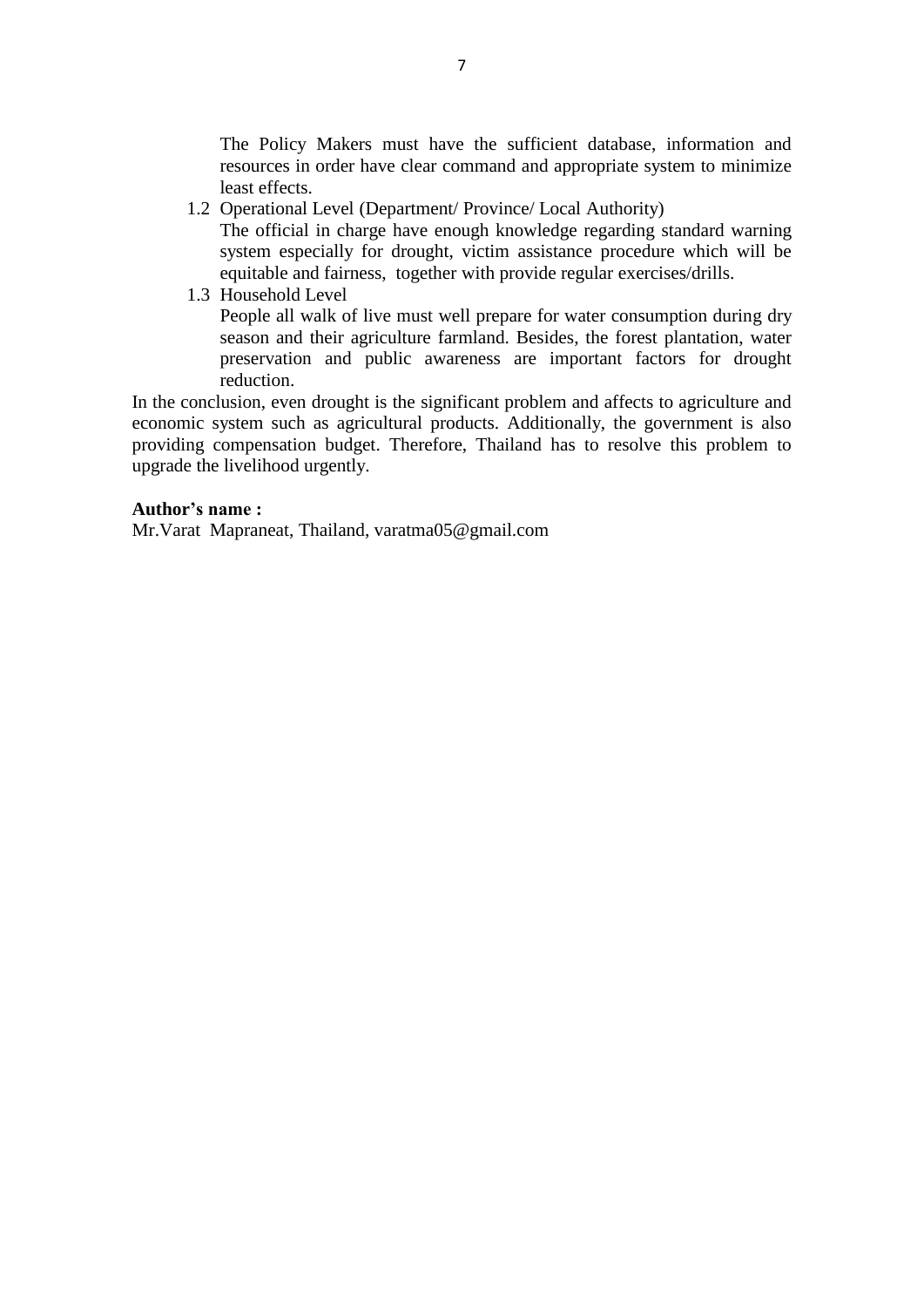The Policy Makers must have the sufficient database, information and resources in order have clear command and appropriate system to minimize least effects.

1.2 Operational Level (Department/ Province/ Local Authority)
The official in charge have enough knowledge regarding standard warning system especially for drought, victim assistance procedure which will be equitable and fairness, together with provide regular exercises/drills.

1.3 Household Level
People all walk of live must well prepare for water consumption during dry season and their agriculture farmland. Besides, the forest plantation, water preservation and public awareness are important factors for drought reduction.

In the conclusion, even drought is the significant problem and affects to agriculture and economic system such as agricultural products. Additionally, the government is also providing compensation budget. Therefore, Thailand has to resolve this problem to upgrade the livelihood urgently.

**Author's name :**
Mr.Varat Mapraneat, Thailand, varatma05@gmail.com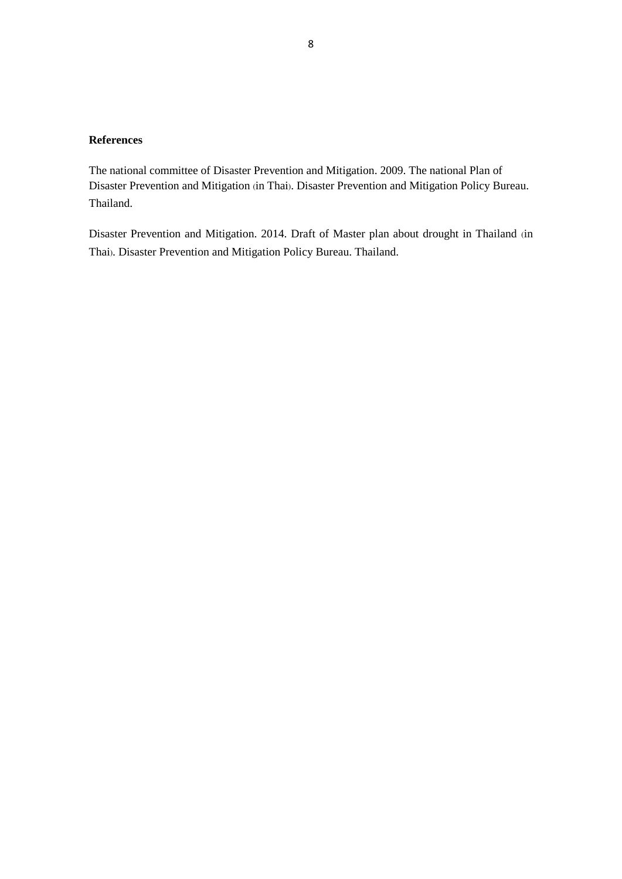**References**

The national committee of Disaster Prevention and Mitigation. 2009. The national Plan of Disaster Prevention and Mitigation (in Thai). Disaster Prevention and Mitigation Policy Bureau. Thailand.

Disaster Prevention and Mitigation. 2014. Draft of Master plan about drought in Thailand (in Thai). Disaster Prevention and Mitigation Policy Bureau. Thailand.